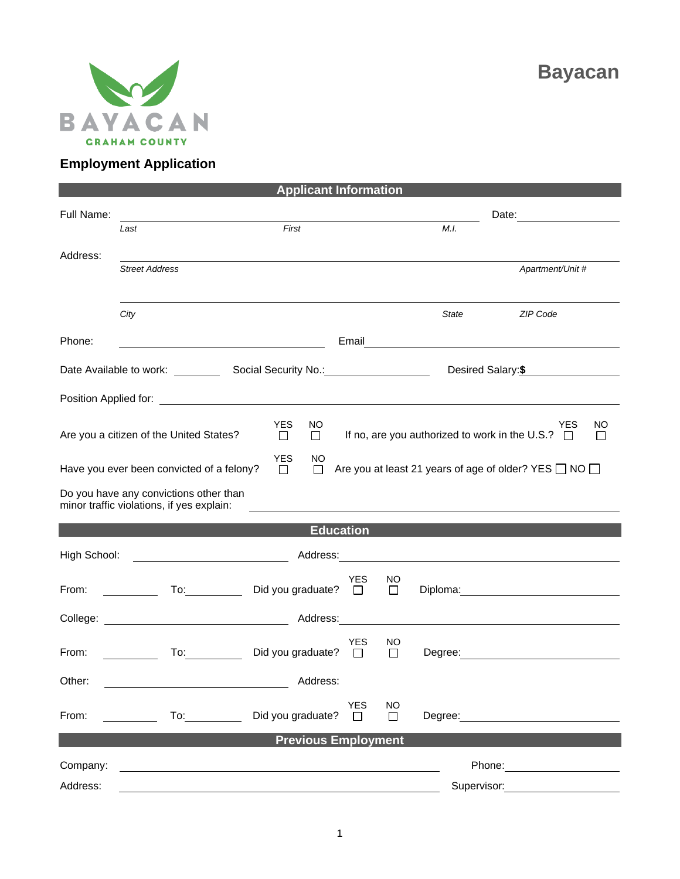BAYACAN

GRAHAM COUNTY

# Bayacan

## Employment Application

### Applicant Information

Full Name: ______________________________ Date: ______________

*Last* *First* *M.I.*

Address: ______________________________

*Street Address* *Apartment/Unit #*

______________________________

*City* *State* *ZIP Code*

Phone: ______________ Email ______________

Date Available to work: ________ Social Security No.: ______________ Desired Salary: **$** ______________

Position Applied for: ______________________________

Are you a citizen of the United States? YES ☐ NO ☐ If no, are you authorized to work in the U.S.? YES ☐ NO ☐

Have you ever been convicted of a felony? YES ☐ NO ☐ Are you at least 21 years of age of older? YES ☐ NO ☐

Do you have any convictions other than minor traffic violations, if yes explain: ______________________________

### Education

High School: ______________ Address: ______________

From: ________ To: ________ Did you graduate? YES ☐ NO ☐ Diploma: ______________

College: ______________ Address: ______________

From: ________ To: ________ Did you graduate? YES ☐ NO ☐ Degree: ______________

Other: ______________ Address:

From: ________ To: ________ Did you graduate? YES ☐ NO ☐ Degree: ______________

### Previous Employment

Company: ______________________________ Phone: ______________

Address: ______________________________ Supervisor: ______________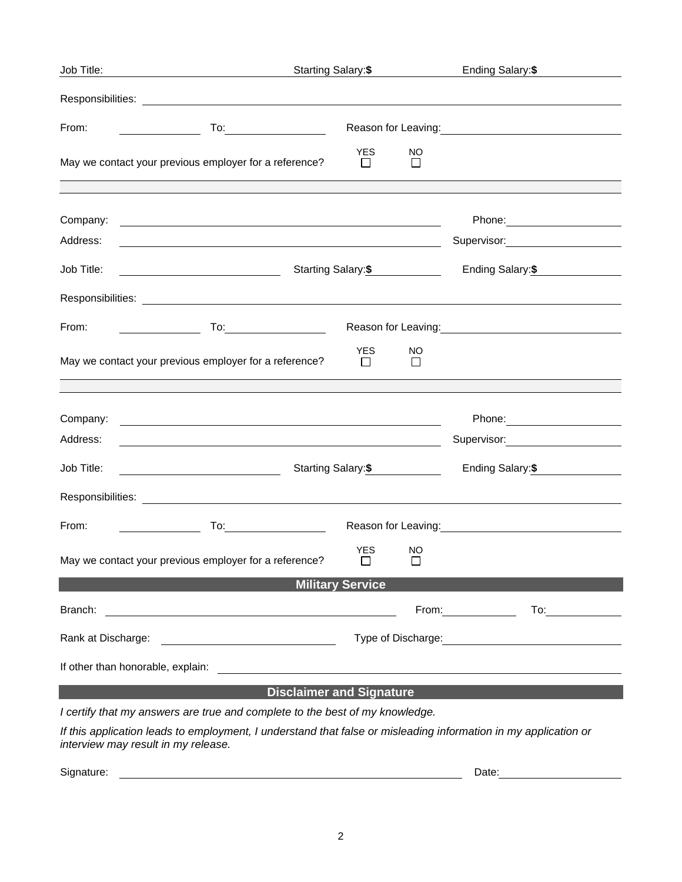Job Title: ____________________ Starting Salary:**$** ____________ Ending Salary:**$** ____________

Responsibilities: ________________________________________________________________

From: ____________ To: ____________ Reason for Leaving: ______________________________

May we contact your previous employer for a reference? YES ☐ NO ☐

---

Company: ________________________________________ Phone: ____________________

Address: ________________________________________ Supervisor: ____________________

Job Title: ____________________ Starting Salary:**$** ____________ Ending Salary:**$** ____________

Responsibilities: ________________________________________________________________

From: ____________ To: ____________ Reason for Leaving: ______________________________

May we contact your previous employer for a reference? YES ☐ NO ☐

---

Company: ________________________________________ Phone: ____________________

Address: ________________________________________ Supervisor: ____________________

Job Title: ____________________ Starting Salary:**$** ____________ Ending Salary:**$** ____________

Responsibilities: ________________________________________________________________

From: ____________ To: ____________ Reason for Leaving: ______________________________

May we contact your previous employer for a reference? YES ☐ NO ☐

## Military Service

Branch: ________________________________________ From: ____________ To: ____________

Rank at Discharge: ______________________ Type of Discharge: ______________________

If other than honorable, explain: ________________________________________________

## Disclaimer and Signature

*I certify that my answers are true and complete to the best of my knowledge.*

*If this application leads to employment, I understand that false or misleading information in my application or interview may result in my release.*

Signature: ________________________________________ Date: ____________________